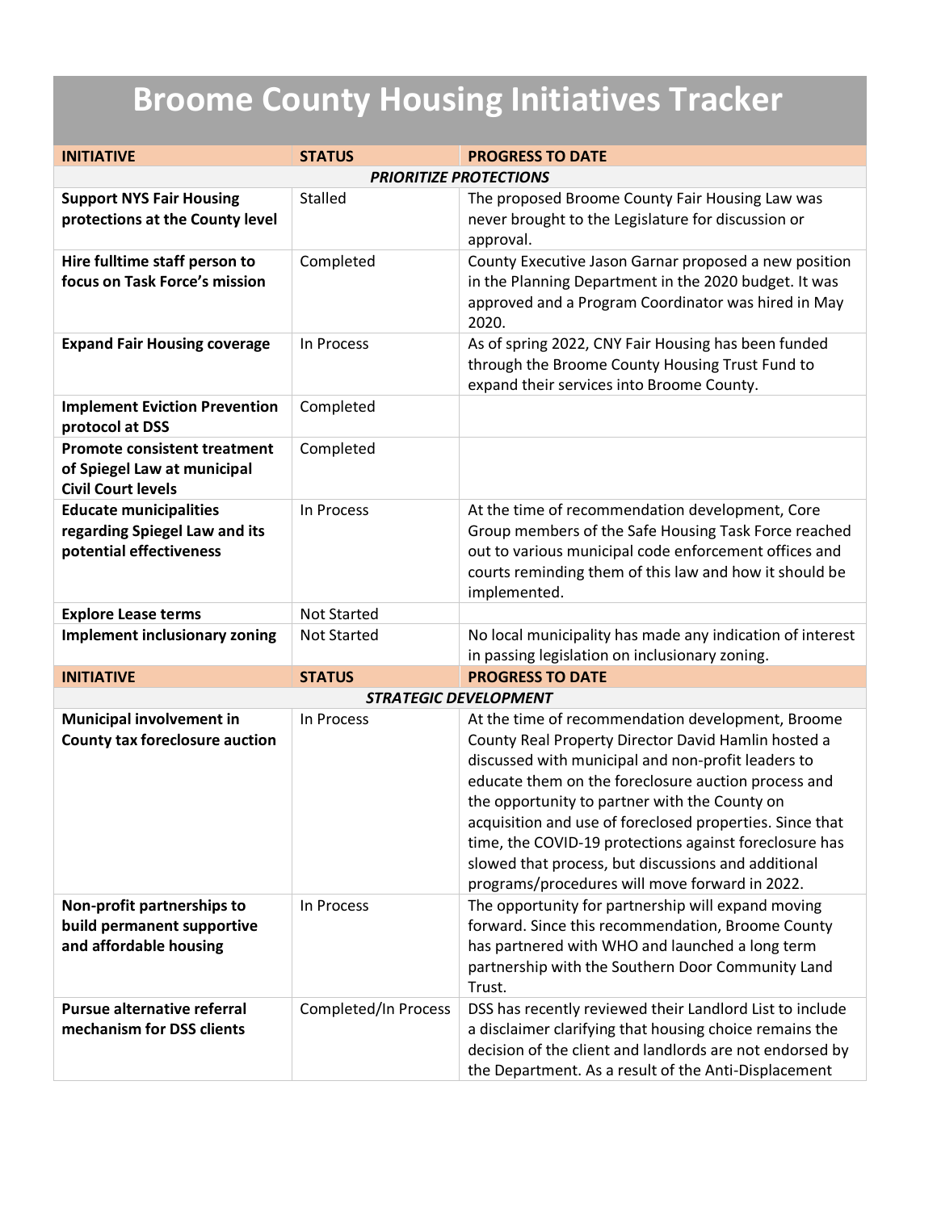# Broome County Housing Initiatives Tracker

| INITIATIVE | STATUS | PROGRESS TO DATE |
| --- | --- | --- |
| | ***PRIORITIZE PROTECTIONS*** | |
| **Support NYS Fair Housing protections at the County level** | Stalled | The proposed Broome County Fair Housing Law was never brought to the Legislature for discussion or approval. |
| **Hire fulltime staff person to focus on Task Force's mission** | Completed | County Executive Jason Garnar proposed a new position in the Planning Department in the 2020 budget. It was approved and a Program Coordinator was hired in May 2020. |
| **Expand Fair Housing coverage** | In Process | As of spring 2022, CNY Fair Housing has been funded through the Broome County Housing Trust Fund to expand their services into Broome County. |
| **Implement Eviction Prevention protocol at DSS** | Completed | |
| **Promote consistent treatment of Spiegel Law at municipal Civil Court levels** | Completed | |
| **Educate municipalities regarding Spiegel Law and its potential effectiveness** | In Process | At the time of recommendation development, Core Group members of the Safe Housing Task Force reached out to various municipal code enforcement offices and courts reminding them of this law and how it should be implemented. |
| **Explore Lease terms** | Not Started | |
| **Implement inclusionary zoning** | Not Started | No local municipality has made any indication of interest in passing legislation on inclusionary zoning. |
| **INITIATIVE** | **STATUS** | **PROGRESS TO DATE** |
| | ***STRATEGIC DEVELOPMENT*** | |
| **Municipal involvement in County tax foreclosure auction** | In Process | At the time of recommendation development, Broome County Real Property Director David Hamlin hosted a discussed with municipal and non-profit leaders to educate them on the foreclosure auction process and the opportunity to partner with the County on acquisition and use of foreclosed properties. Since that time, the COVID-19 protections against foreclosure has slowed that process, but discussions and additional programs/procedures will move forward in 2022. |
| **Non-profit partnerships to build permanent supportive and affordable housing** | In Process | The opportunity for partnership will expand moving forward. Since this recommendation, Broome County has partnered with WHO and launched a long term partnership with the Southern Door Community Land Trust. |
| **Pursue alternative referral mechanism for DSS clients** | Completed/In Process | DSS has recently reviewed their Landlord List to include a disclaimer clarifying that housing choice remains the decision of the client and landlords are not endorsed by the Department. As a result of the Anti-Displacement |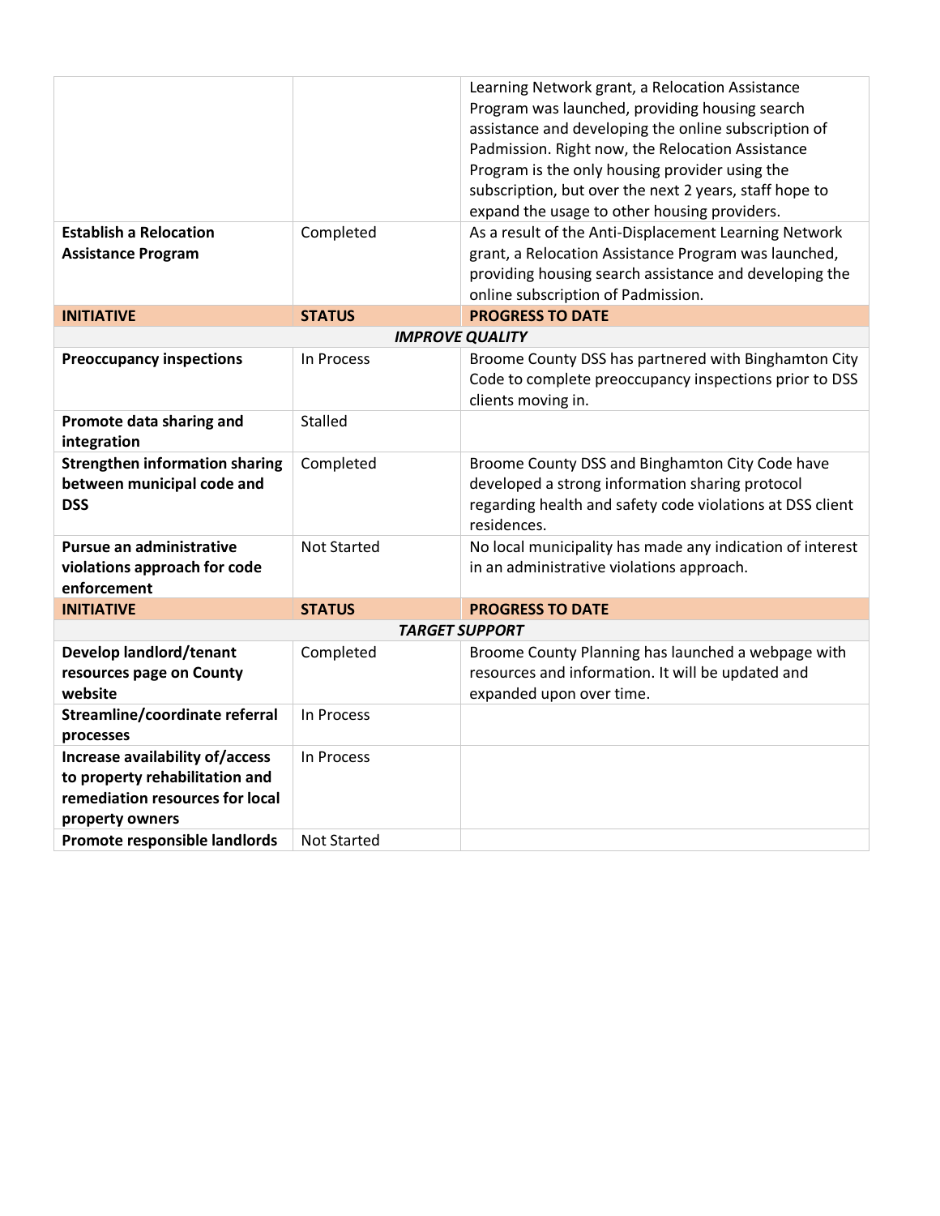| | | |
|---|---|---|
| | | Learning Network grant, a Relocation Assistance Program was launched, providing housing search assistance and developing the online subscription of Padmission. Right now, the Relocation Assistance Program is the only housing provider using the subscription, but over the next 2 years, staff hope to expand the usage to other housing providers. |
| **Establish a Relocation Assistance Program** | Completed | As a result of the Anti-Displacement Learning Network grant, a Relocation Assistance Program was launched, providing housing search assistance and developing the online subscription of Padmission. |
| **INITIATIVE** | **STATUS** | **PROGRESS TO DATE** |
| | ***IMPROVE QUALITY*** | |
| **Preoccupancy inspections** | In Process | Broome County DSS has partnered with Binghamton City Code to complete preoccupancy inspections prior to DSS clients moving in. |
| **Promote data sharing and integration** | Stalled | |
| **Strengthen information sharing between municipal code and DSS** | Completed | Broome County DSS and Binghamton City Code have developed a strong information sharing protocol regarding health and safety code violations at DSS client residences. |
| **Pursue an administrative violations approach for code enforcement** | Not Started | No local municipality has made any indication of interest in an administrative violations approach. |
| **INITIATIVE** | **STATUS** | **PROGRESS TO DATE** |
| | ***TARGET SUPPORT*** | |
| **Develop landlord/tenant resources page on County website** | Completed | Broome County Planning has launched a webpage with resources and information. It will be updated and expanded upon over time. |
| **Streamline/coordinate referral processes** | In Process | |
| **Increase availability of/access to property rehabilitation and remediation resources for local property owners** | In Process | |
| **Promote responsible landlords** | Not Started | |